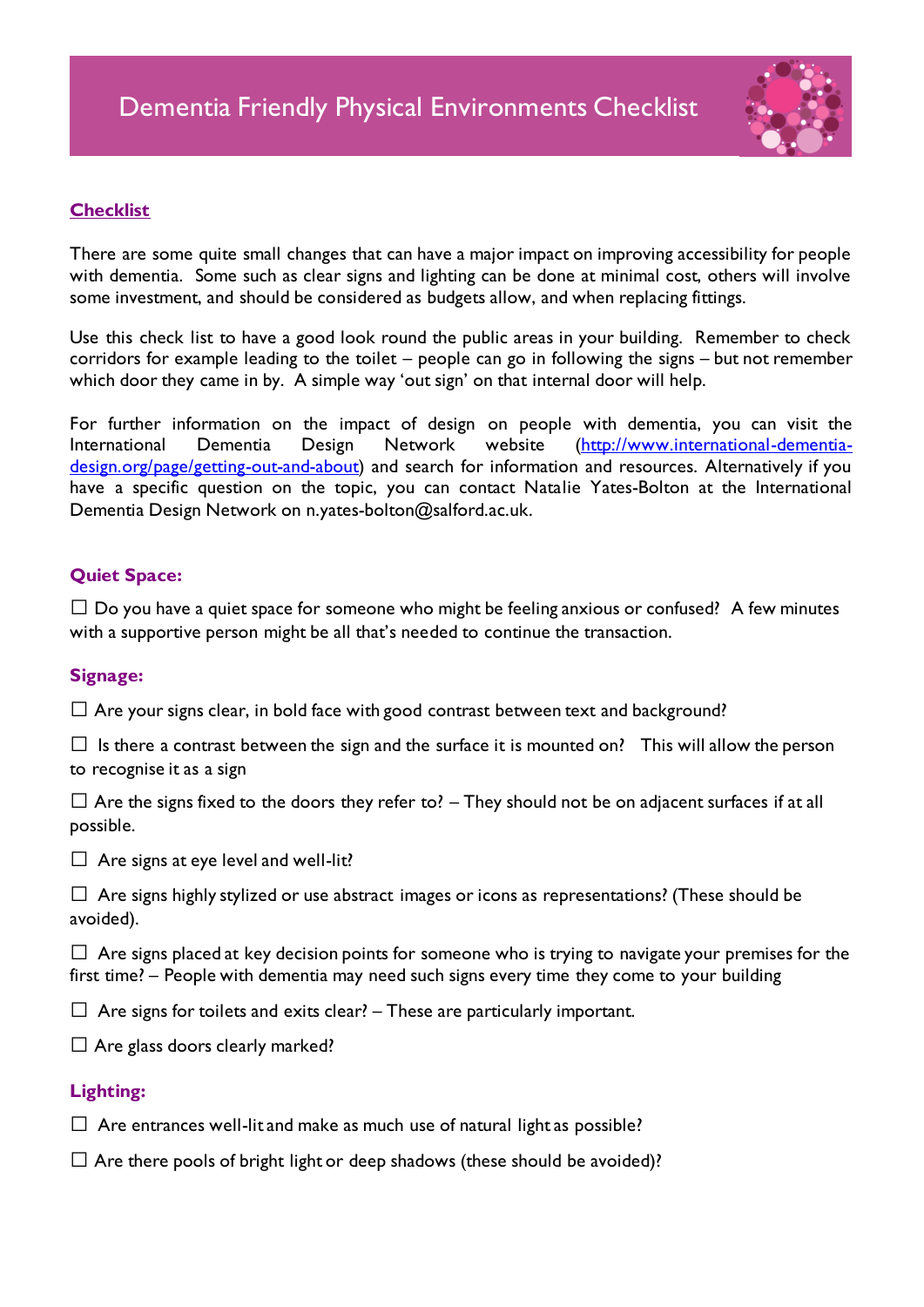# Dementia Friendly Physical Environments Checklist

## Checklist

There are some quite small changes that can have a major impact on improving accessibility for people with dementia. Some such as clear signs and lighting can be done at minimal cost, others will involve some investment, and should be considered as budgets allow, and when replacing fittings.

Use this check list to have a good look round the public areas in your building. Remember to check corridors for example leading to the toilet – people can go in following the signs – but not remember which door they came in by. A simple way 'out sign' on that internal door will help.

For further information on the impact of design on people with dementia, you can visit the International Dementia Design Network website ([http://www.international-dementia-design.org/page/getting-out-and-about](http://www.international-dementia-design.org/page/getting-out-and-about)) and search for information and resources. Alternatively if you have a specific question on the topic, you can contact Natalie Yates-Bolton at the International Dementia Design Network on n.yates-bolton@salford.ac.uk.

### Quiet Space:

☐ Do you have a quiet space for someone who might be feeling anxious or confused? A few minutes with a supportive person might be all that's needed to continue the transaction.

### Signage:

☐ Are your signs clear, in bold face with good contrast between text and background?

☐ Is there a contrast between the sign and the surface it is mounted on? This will allow the person to recognise it as a sign

☐ Are the signs fixed to the doors they refer to? – They should not be on adjacent surfaces if at all possible.

☐ Are signs at eye level and well-lit?

☐ Are signs highly stylized or use abstract images or icons as representations? (These should be avoided).

☐ Are signs placed at key decision points for someone who is trying to navigate your premises for the first time? – People with dementia may need such signs every time they come to your building

☐ Are signs for toilets and exits clear? – These are particularly important.

☐ Are glass doors clearly marked?

### Lighting:

☐ Are entrances well-lit and make as much use of natural light as possible?

☐ Are there pools of bright light or deep shadows (these should be avoided)?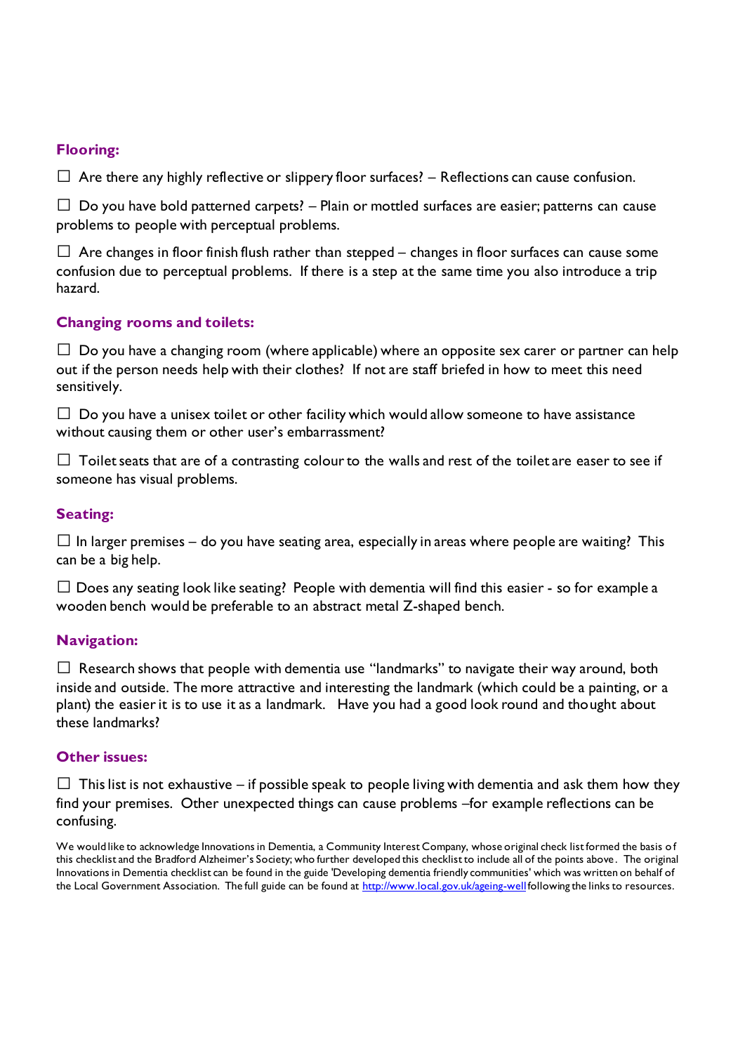## Flooring:

☐ Are there any highly reflective or slippery floor surfaces? – Reflections can cause confusion.

☐ Do you have bold patterned carpets? – Plain or mottled surfaces are easier; patterns can cause problems to people with perceptual problems.

☐ Are changes in floor finish flush rather than stepped – changes in floor surfaces can cause some confusion due to perceptual problems. If there is a step at the same time you also introduce a trip hazard.

## Changing rooms and toilets:

☐ Do you have a changing room (where applicable) where an opposite sex carer or partner can help out if the person needs help with their clothes? If not are staff briefed in how to meet this need sensitively.

☐ Do you have a unisex toilet or other facility which would allow someone to have assistance without causing them or other user's embarrassment?

☐ Toilet seats that are of a contrasting colour to the walls and rest of the toilet are easer to see if someone has visual problems.

## Seating:

☐ In larger premises – do you have seating area, especially in areas where people are waiting? This can be a big help.

☐ Does any seating look like seating? People with dementia will find this easier - so for example a wooden bench would be preferable to an abstract metal Z-shaped bench.

## Navigation:

☐ Research shows that people with dementia use "landmarks" to navigate their way around, both inside and outside. The more attractive and interesting the landmark (which could be a painting, or a plant) the easier it is to use it as a landmark. Have you had a good look round and thought about these landmarks?

## Other issues:

☐ This list is not exhaustive – if possible speak to people living with dementia and ask them how they find your premises. Other unexpected things can cause problems –for example reflections can be confusing.

We would like to acknowledge Innovations in Dementia, a Community Interest Company, whose original check list formed the basis of this checklist and the Bradford Alzheimer's Society; who further developed this checklist to include all of the points above. The original Innovations in Dementia checklist can be found in the guide 'Developing dementia friendly communities' which was written on behalf of the Local Government Association. The full guide can be found at http://www.local.gov.uk/ageing-well following the links to resources.